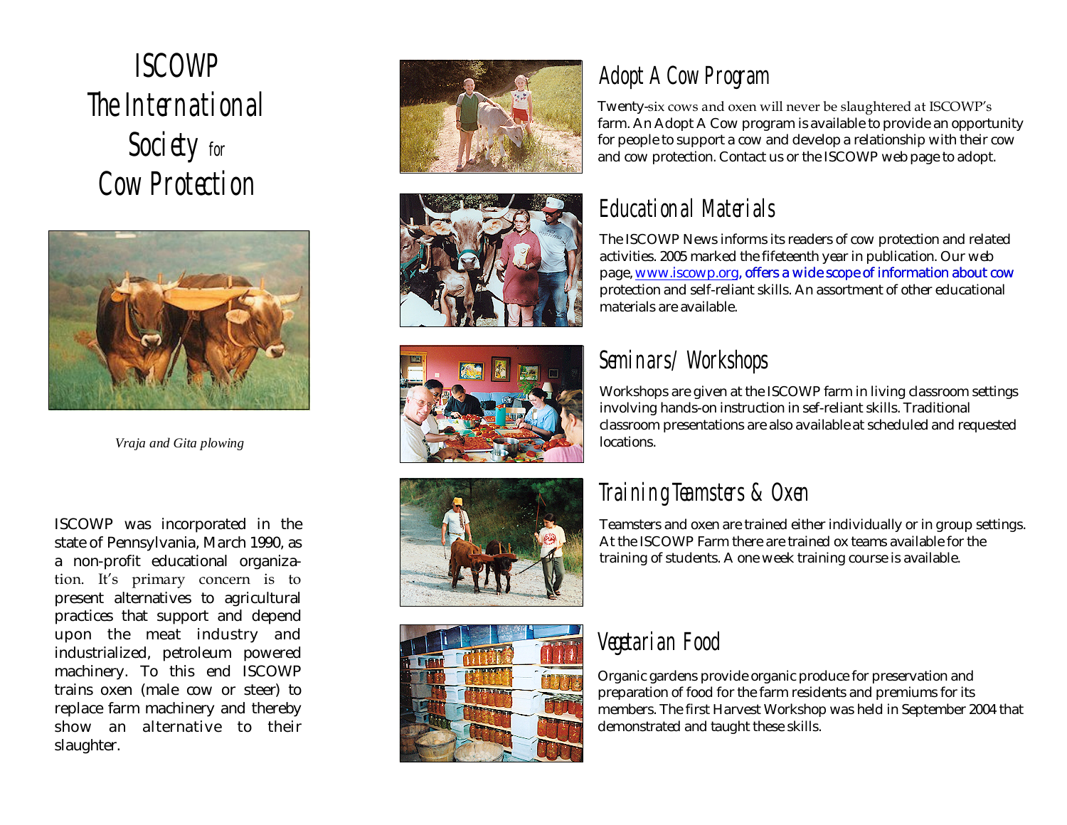# ISCOWP
# The International Society for Cow Protection

*Vraja and Gita plowing*

ISCOWP was incorporated in the state of Pennsylvania, March 1990, as a non-profit educational organization. It's primary concern is to present alternatives to agricultural practices that support and depend upon the meat industry and industrialized, petroleum powered machinery. To this end ISCOWP trains oxen (male cow or steer) to replace farm machinery and thereby show an alternative to their slaughter.

## Adopt A Cow Program

Twenty-six cows and oxen will never be slaughtered at ISCOWP's farm. An Adopt A Cow program is available to provide an opportunity for people to support a cow and develop a relationship with their cow and cow protection. Contact us or the ISCOWP web page to adopt.

## Educational Materials

The ISCOWP News informs its readers of cow protection and related activities. 2005 marked the fifeteenth year in publication. Our web page, www.iscowp.org, offers a wide scope of information about cow protection and self-reliant skills. An assortment of other educational materials are available.

## Seminars/Workshops

Workshops are given at the ISCOWP farm in living classroom settings involving hands-on instruction in sef-reliant skills. Traditional classroom presentations are also available at scheduled and requested locations.

## Training Teamsters & Oxen

Teamsters and oxen are trained either individually or in group settings. At the ISCOWP Farm there are trained ox teams available for the training of students. A one week training course is available.

## Vegetarian Food

Organic gardens provide organic produce for preservation and preparation of food for the farm residents and premiums for its members. The first Harvest Workshop was held in September 2004 that demonstrated and taught these skills.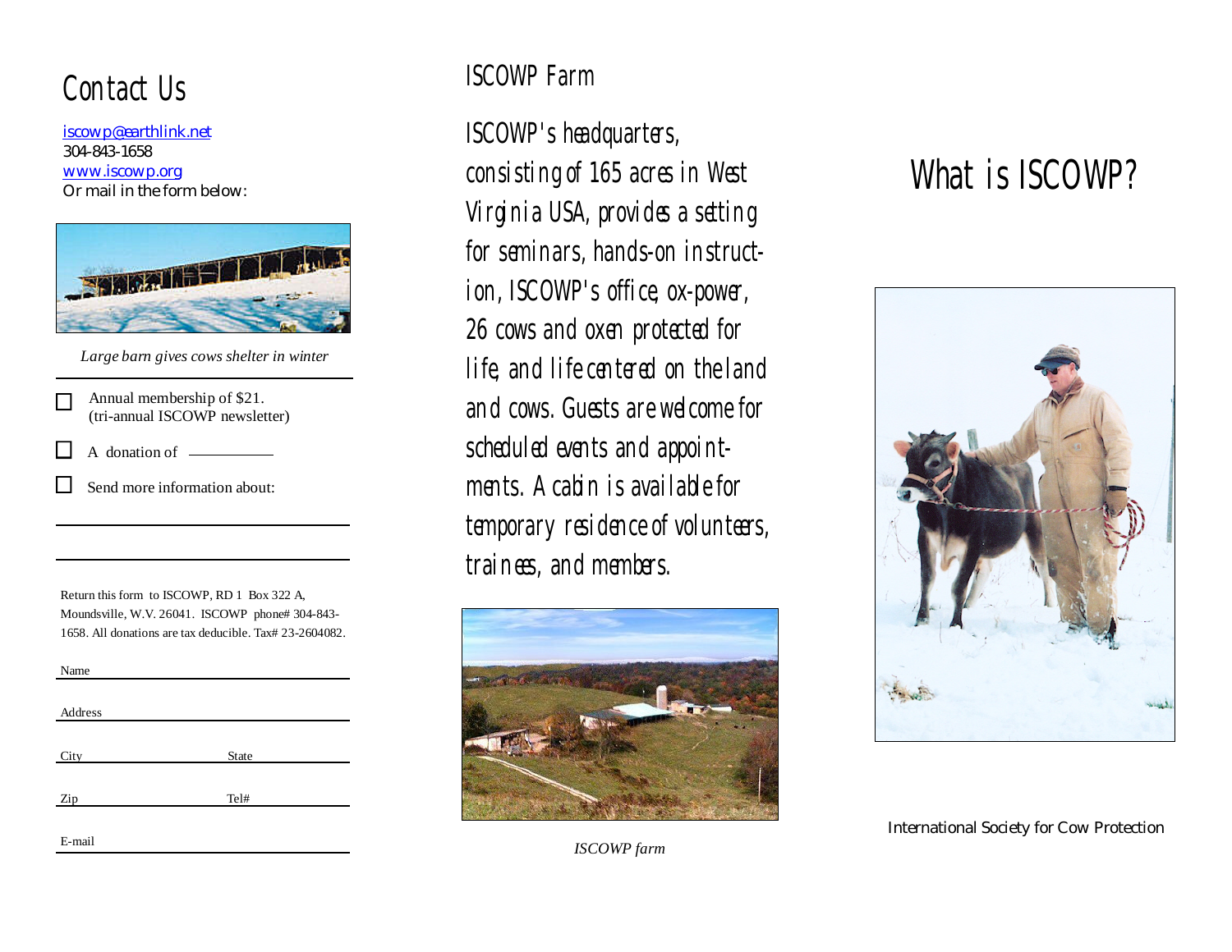## Contact Us

iscowp@earthlink.net
304-843-1658
www.iscowp.org
Or mail in the form below:

*Large barn gives cows shelter in winter*

☐ Annual membership of $21. (tri-annual ISCOWP newsletter)

☐ A donation of __________

☐ Send more information about:

______________________________

______________________________

Return this form to ISCOWP, RD 1 Box 322 A, Moundsville, W.V. 26041. ISCOWP phone# 304-843-1658. All donations are tax deducible. Tax# 23-2604082.

Name ______________________________

Address ______________________________

City ______________ State ______________

Zip ______________ Tel# ______________

E-mail ______________________________

## ISCOWP Farm

ISCOWP's headquarters, consisting of 165 acres in West Virginia USA, provides a setting for seminars, hands-on instruction, ISCOWP's office, ox-power, 26 cows and oxen protected for life, and life centered on the land and cows. Guests are welcome for scheduled events and appointments. A cabin is available for temporary residence of volunteers, trainees, and members.

*ISCOWP farm*

# What is ISCOWP?

International Society for Cow Protection